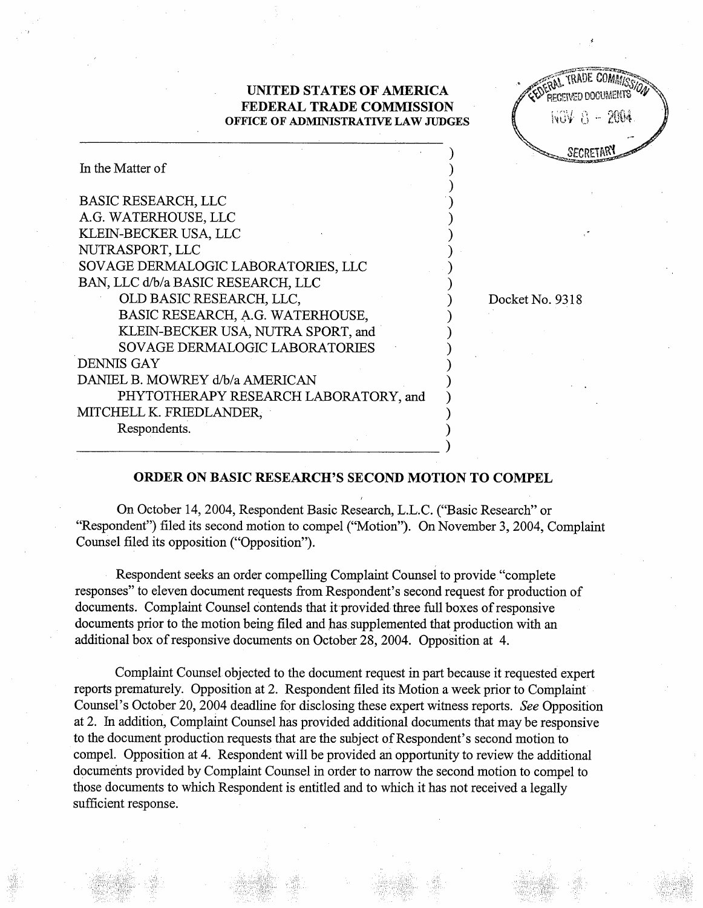**UNITED STATES OF AMERICA**
**FEDERAL TRADE COMMISSION**
**OFFICE OF ADMINISTRATIVE LAW JUDGES**

FEDERAL TRADE COMMISSION RECEIVED DOCUMENTS NOV 8 - 2004 SECRETARY

In the Matter of

BASIC RESEARCH, LLC
A.G. WATERHOUSE, LLC
KLEIN-BECKER USA, LLC
NUTRASPORT, LLC
SOVAGE DERMALOGIC LABORATORIES, LLC
BAN, LLC d/b/a BASIC RESEARCH, LLC
OLD BASIC RESEARCH, LLC,
BASIC RESEARCH, A.G. WATERHOUSE,
KLEIN-BECKER USA, NUTRA SPORT, and
SOVAGE DERMALOGIC LABORATORIES
DENNIS GAY
DANIEL B. MOWREY d/b/a AMERICAN
PHYTOTHERAPY RESEARCH LABORATORY, and
MITCHELL K. FRIEDLANDER,
Respondents.

Docket No. 9318

## ORDER ON BASIC RESEARCH'S SECOND MOTION TO COMPEL

On October 14, 2004, Respondent Basic Research, L.L.C. ("Basic Research" or "Respondent") filed its second motion to compel ("Motion"). On November 3, 2004, Complaint Counsel filed its opposition ("Opposition").

Respondent seeks an order compelling Complaint Counsel to provide "complete responses" to eleven document requests from Respondent's second request for production of documents. Complaint Counsel contends that it provided three full boxes of responsive documents prior to the motion being filed and has supplemented that production with an additional box of responsive documents on October 28, 2004. Opposition at 4.

Complaint Counsel objected to the document request in part because it requested expert reports prematurely. Opposition at 2. Respondent filed its Motion a week prior to Complaint Counsel's October 20, 2004 deadline for disclosing these expert witness reports. *See* Opposition at 2. In addition, Complaint Counsel has provided additional documents that may be responsive to the document production requests that are the subject of Respondent's second motion to compel. Opposition at 4. Respondent will be provided an opportunity to review the additional documents provided by Complaint Counsel in order to narrow the second motion to compel to those documents to which Respondent is entitled and to which it has not received a legally sufficient response.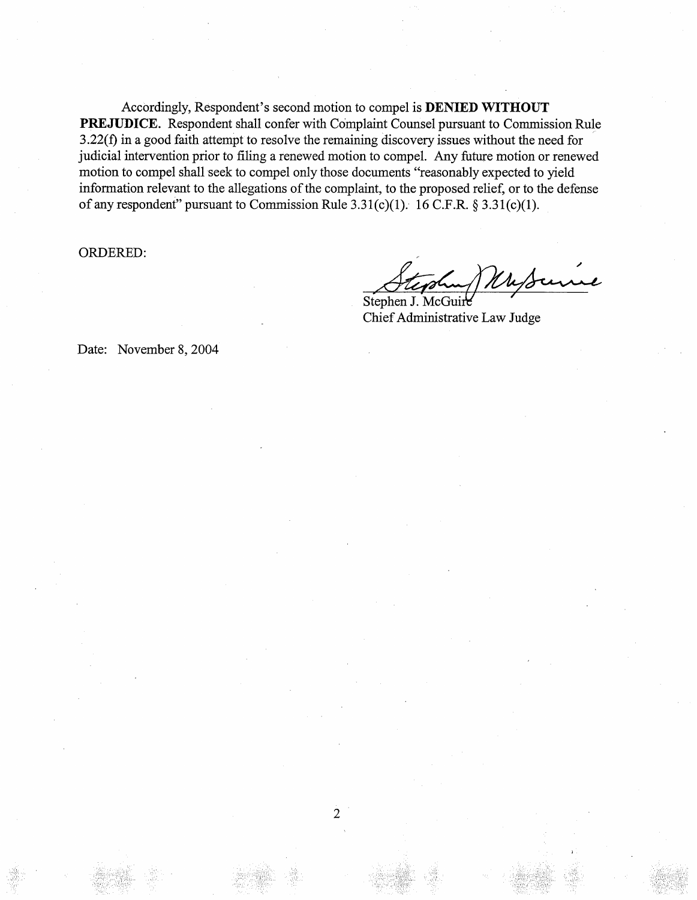Accordingly, Respondent's second motion to compel is **DENIED WITHOUT PREJUDICE.** Respondent shall confer with Complaint Counsel pursuant to Commission Rule 3.22(f) in a good faith attempt to resolve the remaining discovery issues without the need for judicial intervention prior to filing a renewed motion to compel. Any future motion or renewed motion to compel shall seek to compel only those documents "reasonably expected to yield information relevant to the allegations of the complaint, to the proposed relief, or to the defense of any respondent" pursuant to Commission Rule 3.31(c)(1). 16 C.F.R. § 3.31(c)(1).

ORDERED:

Stephen J. McGuire
Chief Administrative Law Judge

Date: November 8, 2004